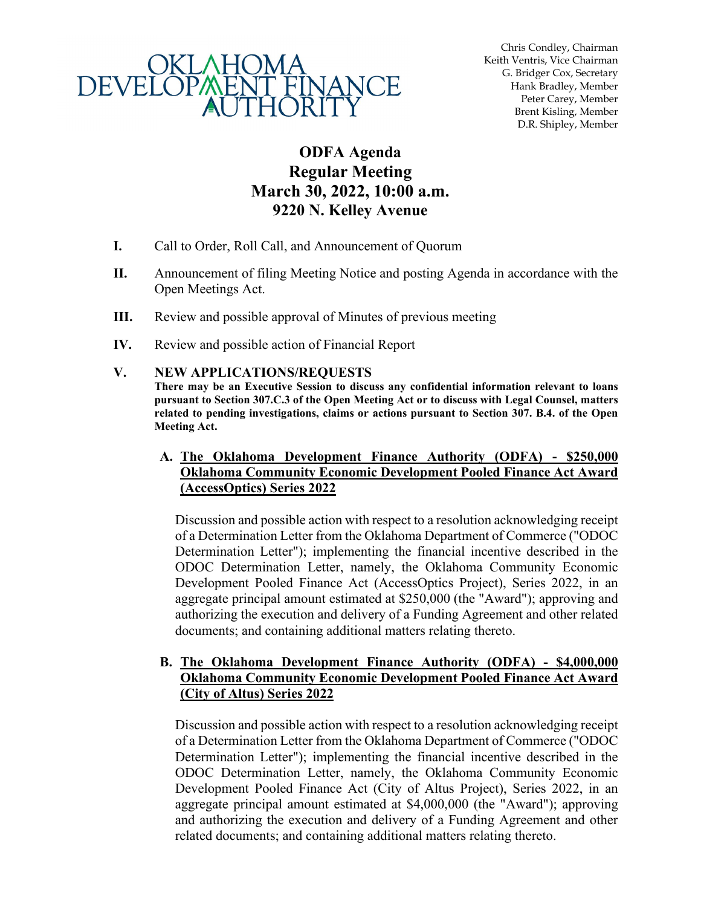OKLAHOMA DEVELOPMENT FINANCE AUTHORITY

Chris Condley, Chairman
Keith Ventris, Vice Chairman
G. Bridger Cox, Secretary
Hank Bradley, Member
Peter Carey, Member
Brent Kisling, Member
D.R. Shipley, Member

# ODFA Agenda
# Regular Meeting
# March 30, 2022, 10:00 a.m.
# 9220 N. Kelley Avenue

**I.** Call to Order, Roll Call, and Announcement of Quorum

**II.** Announcement of filing Meeting Notice and posting Agenda in accordance with the Open Meetings Act.

**III.** Review and possible approval of Minutes of previous meeting

**IV.** Review and possible action of Financial Report

**V. NEW APPLICATIONS/REQUESTS**

**There may be an Executive Session to discuss any confidential information relevant to loans pursuant to Section 307.C.3 of the Open Meeting Act or to discuss with Legal Counsel, matters related to pending investigations, claims or actions pursuant to Section 307. B.4. of the Open Meeting Act.**

**A. The Oklahoma Development Finance Authority (ODFA) - $250,000 Oklahoma Community Economic Development Pooled Finance Act Award (AccessOptics) Series 2022**

Discussion and possible action with respect to a resolution acknowledging receipt of a Determination Letter from the Oklahoma Department of Commerce ("ODOC Determination Letter"); implementing the financial incentive described in the ODOC Determination Letter, namely, the Oklahoma Community Economic Development Pooled Finance Act (AccessOptics Project), Series 2022, in an aggregate principal amount estimated at $250,000 (the "Award"); approving and authorizing the execution and delivery of a Funding Agreement and other related documents; and containing additional matters relating thereto.

**B. The Oklahoma Development Finance Authority (ODFA) - $4,000,000 Oklahoma Community Economic Development Pooled Finance Act Award (City of Altus) Series 2022**

Discussion and possible action with respect to a resolution acknowledging receipt of a Determination Letter from the Oklahoma Department of Commerce ("ODOC Determination Letter"); implementing the financial incentive described in the ODOC Determination Letter, namely, the Oklahoma Community Economic Development Pooled Finance Act (City of Altus Project), Series 2022, in an aggregate principal amount estimated at $4,000,000 (the "Award"); approving and authorizing the execution and delivery of a Funding Agreement and other related documents; and containing additional matters relating thereto.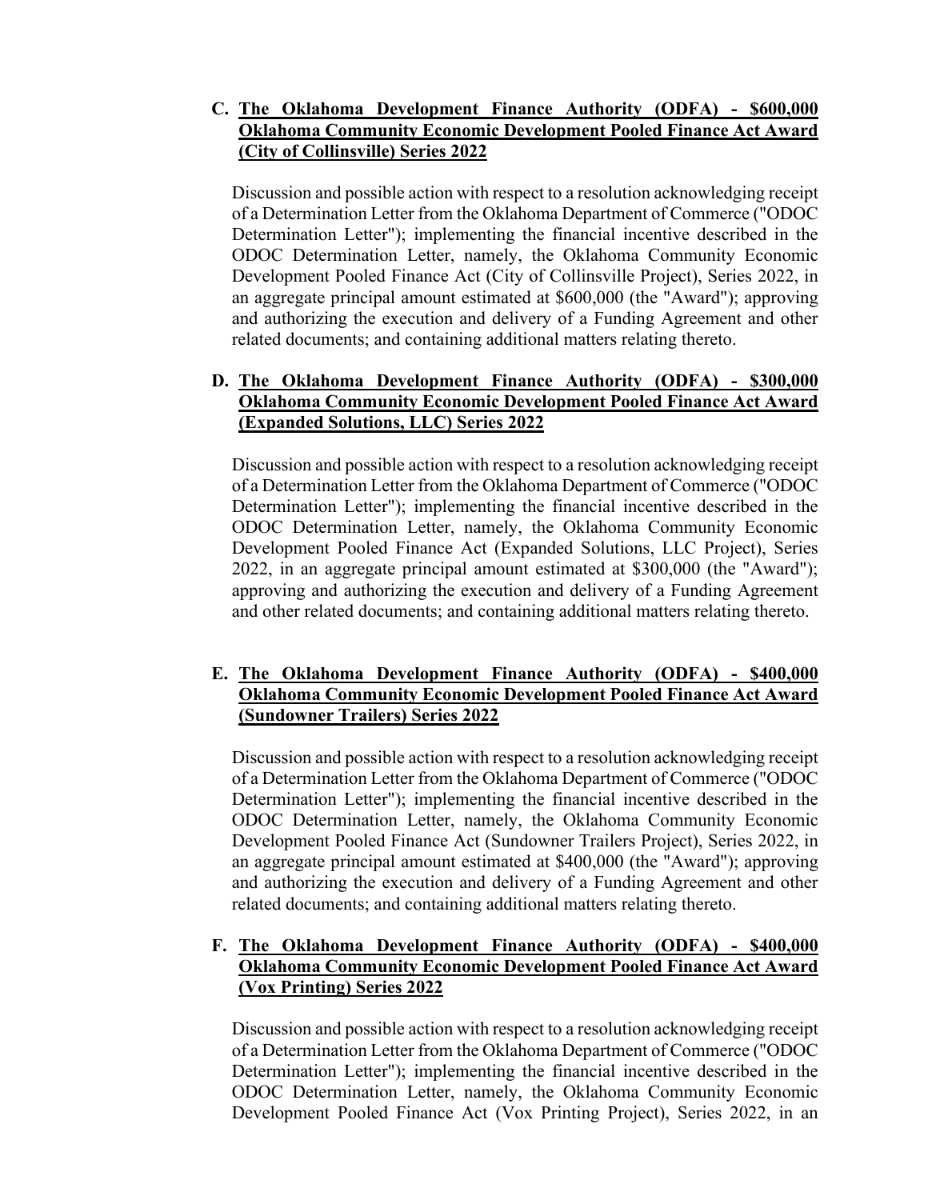**C. <u>The Oklahoma Development Finance Authority (ODFA) - $600,000 Oklahoma Community Economic Development Pooled Finance Act Award (City of Collinsville) Series 2022</u>**

Discussion and possible action with respect to a resolution acknowledging receipt of a Determination Letter from the Oklahoma Department of Commerce ("ODOC Determination Letter"); implementing the financial incentive described in the ODOC Determination Letter, namely, the Oklahoma Community Economic Development Pooled Finance Act (City of Collinsville Project), Series 2022, in an aggregate principal amount estimated at $600,000 (the "Award"); approving and authorizing the execution and delivery of a Funding Agreement and other related documents; and containing additional matters relating thereto.

**D. <u>The Oklahoma Development Finance Authority (ODFA) - $300,000 Oklahoma Community Economic Development Pooled Finance Act Award (Expanded Solutions, LLC) Series 2022</u>**

Discussion and possible action with respect to a resolution acknowledging receipt of a Determination Letter from the Oklahoma Department of Commerce ("ODOC Determination Letter"); implementing the financial incentive described in the ODOC Determination Letter, namely, the Oklahoma Community Economic Development Pooled Finance Act (Expanded Solutions, LLC Project), Series 2022, in an aggregate principal amount estimated at $300,000 (the "Award"); approving and authorizing the execution and delivery of a Funding Agreement and other related documents; and containing additional matters relating thereto.

**E. <u>The Oklahoma Development Finance Authority (ODFA) - $400,000 Oklahoma Community Economic Development Pooled Finance Act Award (Sundowner Trailers) Series 2022</u>**

Discussion and possible action with respect to a resolution acknowledging receipt of a Determination Letter from the Oklahoma Department of Commerce ("ODOC Determination Letter"); implementing the financial incentive described in the ODOC Determination Letter, namely, the Oklahoma Community Economic Development Pooled Finance Act (Sundowner Trailers Project), Series 2022, in an aggregate principal amount estimated at $400,000 (the "Award"); approving and authorizing the execution and delivery of a Funding Agreement and other related documents; and containing additional matters relating thereto.

**F. <u>The Oklahoma Development Finance Authority (ODFA) - $400,000 Oklahoma Community Economic Development Pooled Finance Act Award (Vox Printing) Series 2022</u>**

Discussion and possible action with respect to a resolution acknowledging receipt of a Determination Letter from the Oklahoma Department of Commerce ("ODOC Determination Letter"); implementing the financial incentive described in the ODOC Determination Letter, namely, the Oklahoma Community Economic Development Pooled Finance Act (Vox Printing Project), Series 2022, in an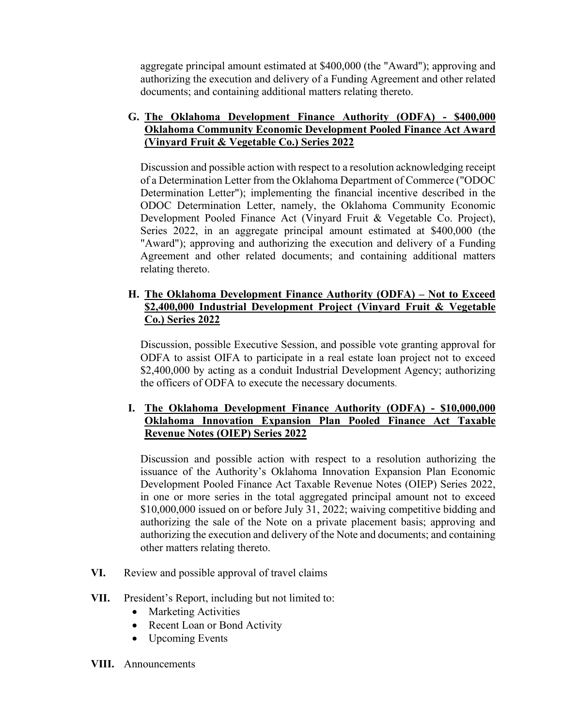aggregate principal amount estimated at $400,000 (the "Award"); approving and authorizing the execution and delivery of a Funding Agreement and other related documents; and containing additional matters relating thereto.

**G. The Oklahoma Development Finance Authority (ODFA) - $400,000 Oklahoma Community Economic Development Pooled Finance Act Award (Vinyard Fruit & Vegetable Co.) Series 2022**

Discussion and possible action with respect to a resolution acknowledging receipt of a Determination Letter from the Oklahoma Department of Commerce ("ODOC Determination Letter"); implementing the financial incentive described in the ODOC Determination Letter, namely, the Oklahoma Community Economic Development Pooled Finance Act (Vinyard Fruit & Vegetable Co. Project), Series 2022, in an aggregate principal amount estimated at $400,000 (the "Award"); approving and authorizing the execution and delivery of a Funding Agreement and other related documents; and containing additional matters relating thereto.

**H. The Oklahoma Development Finance Authority (ODFA) – Not to Exceed $2,400,000 Industrial Development Project (Vinyard Fruit & Vegetable Co.) Series 2022**

Discussion, possible Executive Session, and possible vote granting approval for ODFA to assist OIFA to participate in a real estate loan project not to exceed $2,400,000 by acting as a conduit Industrial Development Agency; authorizing the officers of ODFA to execute the necessary documents.

**I. The Oklahoma Development Finance Authority (ODFA) - $10,000,000 Oklahoma Innovation Expansion Plan Pooled Finance Act Taxable Revenue Notes (OIEP) Series 2022**

Discussion and possible action with respect to a resolution authorizing the issuance of the Authority's Oklahoma Innovation Expansion Plan Economic Development Pooled Finance Act Taxable Revenue Notes (OIEP) Series 2022, in one or more series in the total aggregated principal amount not to exceed $10,000,000 issued on or before July 31, 2022; waiving competitive bidding and authorizing the sale of the Note on a private placement basis; approving and authorizing the execution and delivery of the Note and documents; and containing other matters relating thereto.

**VI.** Review and possible approval of travel claims

**VII.** President's Report, including but not limited to:

- Marketing Activities
- Recent Loan or Bond Activity
- Upcoming Events

**VIII.** Announcements